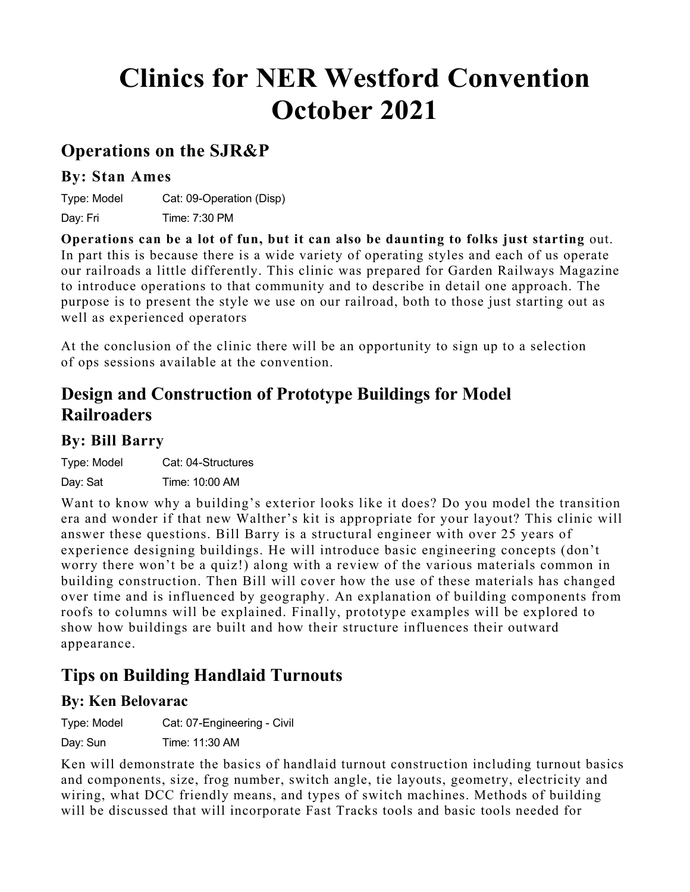# Clinics for NER Westford Convention October 2021

## Operations on the SJR&P

### By: Stan Ames

Type: Model Cat: 09-Operation (Disp)

Day: Fri Time: 7:30 PM

**Operations can be a lot of fun, but it can also be daunting to folks just starting** out. In part this is because there is a wide variety of operating styles and each of us operate our railroads a little differently. This clinic was prepared for Garden Railways Magazine to introduce operations to that community and to describe in detail one approach. The purpose is to present the style we use on our railroad, both to those just starting out as well as experienced operators

At the conclusion of the clinic there will be an opportunity to sign up to a selection of ops sessions available at the convention.

## Design and Construction of Prototype Buildings for Model Railroaders

### By: Bill Barry

Type: Model Cat: 04-Structures

Day: Sat Time: 10:00 AM

Want to know why a building's exterior looks like it does? Do you model the transition era and wonder if that new Walther's kit is appropriate for your layout? This clinic will answer these questions. Bill Barry is a structural engineer with over 25 years of experience designing buildings. He will introduce basic engineering concepts (don't worry there won't be a quiz!) along with a review of the various materials common in building construction. Then Bill will cover how the use of these materials has changed over time and is influenced by geography. An explanation of building components from roofs to columns will be explained. Finally, prototype examples will be explored to show how buildings are built and how their structure influences their outward appearance.

## Tips on Building Handlaid Turnouts

### By: Ken Belovarac

Type: Model Cat: 07-Engineering - Civil

Day: Sun Time: 11:30 AM

Ken will demonstrate the basics of handlaid turnout construction including turnout basics and components, size, frog number, switch angle, tie layouts, geometry, electricity and wiring, what DCC friendly means, and types of switch machines. Methods of building will be discussed that will incorporate Fast Tracks tools and basic tools needed for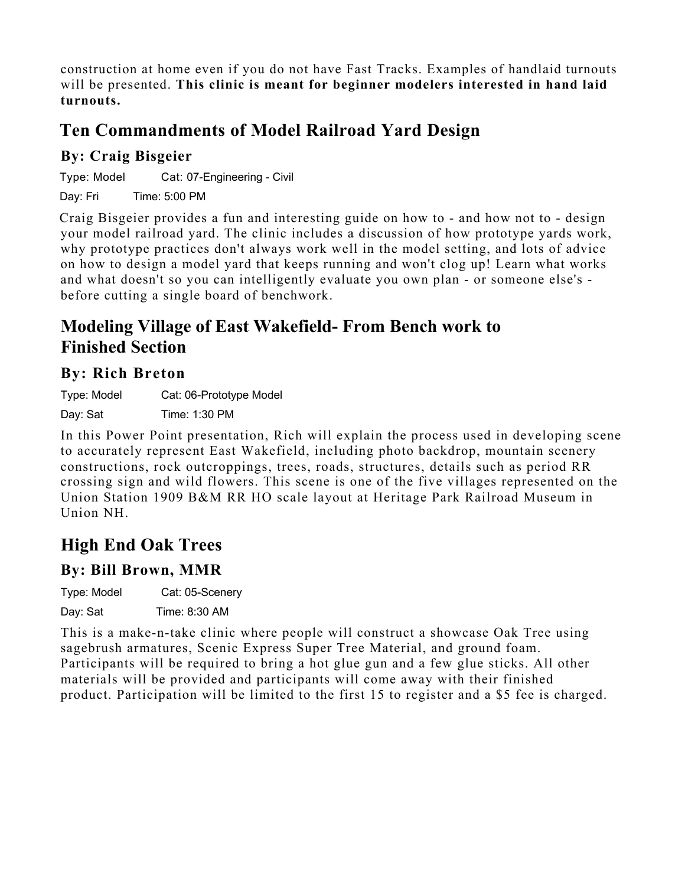construction at home even if you do not have Fast Tracks. Examples of handlaid turnouts will be presented. **This clinic is meant for beginner modelers interested in hand laid turnouts.**

## Ten Commandments of Model Railroad Yard Design

### By: Craig Bisgeier

Type: Model Cat: 07-Engineering - Civil

Day: Fri Time: 5:00 PM

Craig Bisgeier provides a fun and interesting guide on how to - and how not to - design your model railroad yard. The clinic includes a discussion of how prototype yards work, why prototype practices don't always work well in the model setting, and lots of advice on how to design a model yard that keeps running and won't clog up! Learn what works and what doesn't so you can intelligently evaluate you own plan - or someone else's - before cutting a single board of benchwork.

## Modeling Village of East Wakefield- From Bench work to Finished Section

### By: Rich Breton

Type: Model Cat: 06-Prototype Model

Day: Sat Time: 1:30 PM

In this Power Point presentation, Rich will explain the process used in developing scene to accurately represent East Wakefield, including photo backdrop, mountain scenery constructions, rock outcroppings, trees, roads, structures, details such as period RR crossing sign and wild flowers. This scene is one of the five villages represented on the Union Station 1909 B&M RR HO scale layout at Heritage Park Railroad Museum in Union NH.

## High End Oak Trees

### By: Bill Brown, MMR

Type: Model Cat: 05-Scenery

Day: Sat Time: 8:30 AM

This is a make-n-take clinic where people will construct a showcase Oak Tree using sagebrush armatures, Scenic Express Super Tree Material, and ground foam. Participants will be required to bring a hot glue gun and a few glue sticks. All other materials will be provided and participants will come away with their finished product. Participation will be limited to the first 15 to register and a $5 fee is charged.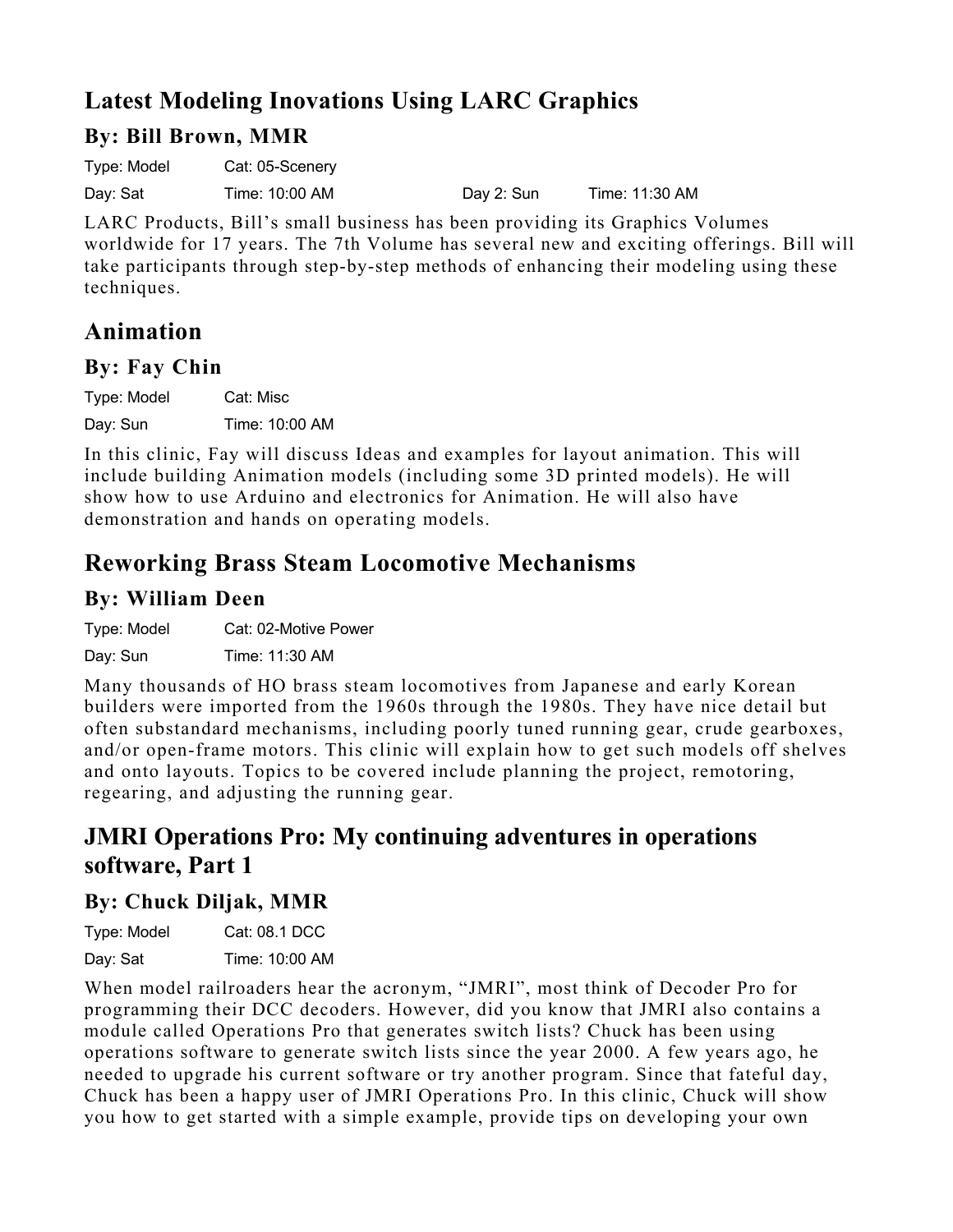## Latest Modeling Inovations Using LARC Graphics

### By: Bill Brown, MMR

Type: Model  Cat: 05-Scenery

Day: Sat  Time: 10:00 AM  Day 2: Sun  Time: 11:30 AM

LARC Products, Bill's small business has been providing its Graphics Volumes worldwide for 17 years. The 7th Volume has several new and exciting offerings. Bill will take participants through step-by-step methods of enhancing their modeling using these techniques.

## Animation

### By: Fay Chin

Type: Model  Cat: Misc

Day: Sun  Time: 10:00 AM

In this clinic, Fay will discuss Ideas and examples for layout animation. This will include building Animation models (including some 3D printed models). He will show how to use Arduino and electronics for Animation. He will also have demonstration and hands on operating models.

## Reworking Brass Steam Locomotive Mechanisms

### By: William Deen

Type: Model  Cat: 02-Motive Power

Day: Sun  Time: 11:30 AM

Many thousands of HO brass steam locomotives from Japanese and early Korean builders were imported from the 1960s through the 1980s. They have nice detail but often substandard mechanisms, including poorly tuned running gear, crude gearboxes, and/or open-frame motors. This clinic will explain how to get such models off shelves and onto layouts. Topics to be covered include planning the project, remotoring, regearing, and adjusting the running gear.

## JMRI Operations Pro: My continuing adventures in operations software, Part 1

### By: Chuck Diljak, MMR

Type: Model  Cat: 08.1 DCC

Day: Sat  Time: 10:00 AM

When model railroaders hear the acronym, "JMRI", most think of Decoder Pro for programming their DCC decoders. However, did you know that JMRI also contains a module called Operations Pro that generates switch lists? Chuck has been using operations software to generate switch lists since the year 2000. A few years ago, he needed to upgrade his current software or try another program. Since that fateful day, Chuck has been a happy user of JMRI Operations Pro. In this clinic, Chuck will show you how to get started with a simple example, provide tips on developing your own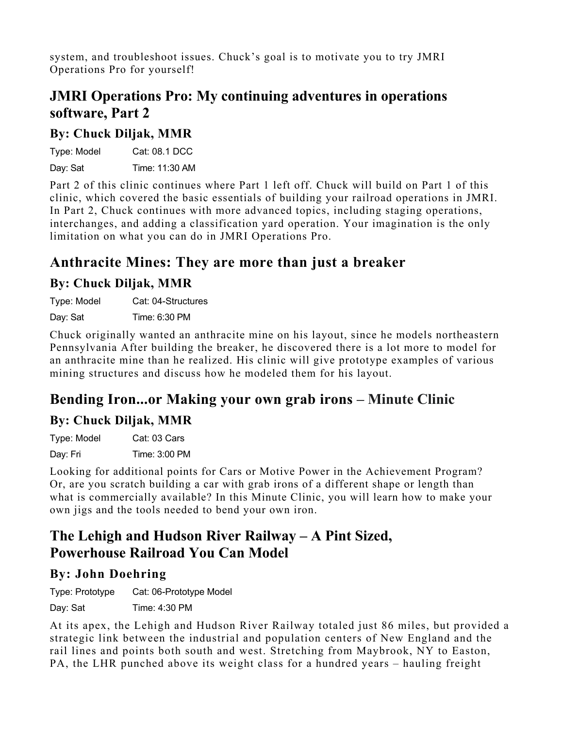system, and troubleshoot issues. Chuck's goal is to motivate you to try JMRI Operations Pro for yourself!

## JMRI Operations Pro: My continuing adventures in operations software, Part 2

### By: Chuck Diljak, MMR

Type: Model Cat: 08.1 DCC

Day: Sat Time: 11:30 AM

Part 2 of this clinic continues where Part 1 left off. Chuck will build on Part 1 of this clinic, which covered the basic essentials of building your railroad operations in JMRI. In Part 2, Chuck continues with more advanced topics, including staging operations, interchanges, and adding a classification yard operation. Your imagination is the only limitation on what you can do in JMRI Operations Pro.

## Anthracite Mines: They are more than just a breaker

### By: Chuck Diljak, MMR

Type: Model Cat: 04-Structures

Day: Sat Time: 6:30 PM

Chuck originally wanted an anthracite mine on his layout, since he models northeastern Pennsylvania After building the breaker, he discovered there is a lot more to model for an anthracite mine than he realized. His clinic will give prototype examples of various mining structures and discuss how he modeled them for his layout.

## Bending Iron...or Making your own grab irons – Minute Clinic

### By: Chuck Diljak, MMR

Type: Model Cat: 03 Cars

Day: Fri Time: 3:00 PM

Looking for additional points for Cars or Motive Power in the Achievement Program? Or, are you scratch building a car with grab irons of a different shape or length than what is commercially available? In this Minute Clinic, you will learn how to make your own jigs and the tools needed to bend your own iron.

## The Lehigh and Hudson River Railway – A Pint Sized, Powerhouse Railroad You Can Model

### By: John Doehring

Type: Prototype Cat: 06-Prototype Model

Day: Sat Time: 4:30 PM

At its apex, the Lehigh and Hudson River Railway totaled just 86 miles, but provided a strategic link between the industrial and population centers of New England and the rail lines and points both south and west. Stretching from Maybrook, NY to Easton, PA, the LHR punched above its weight class for a hundred years – hauling freight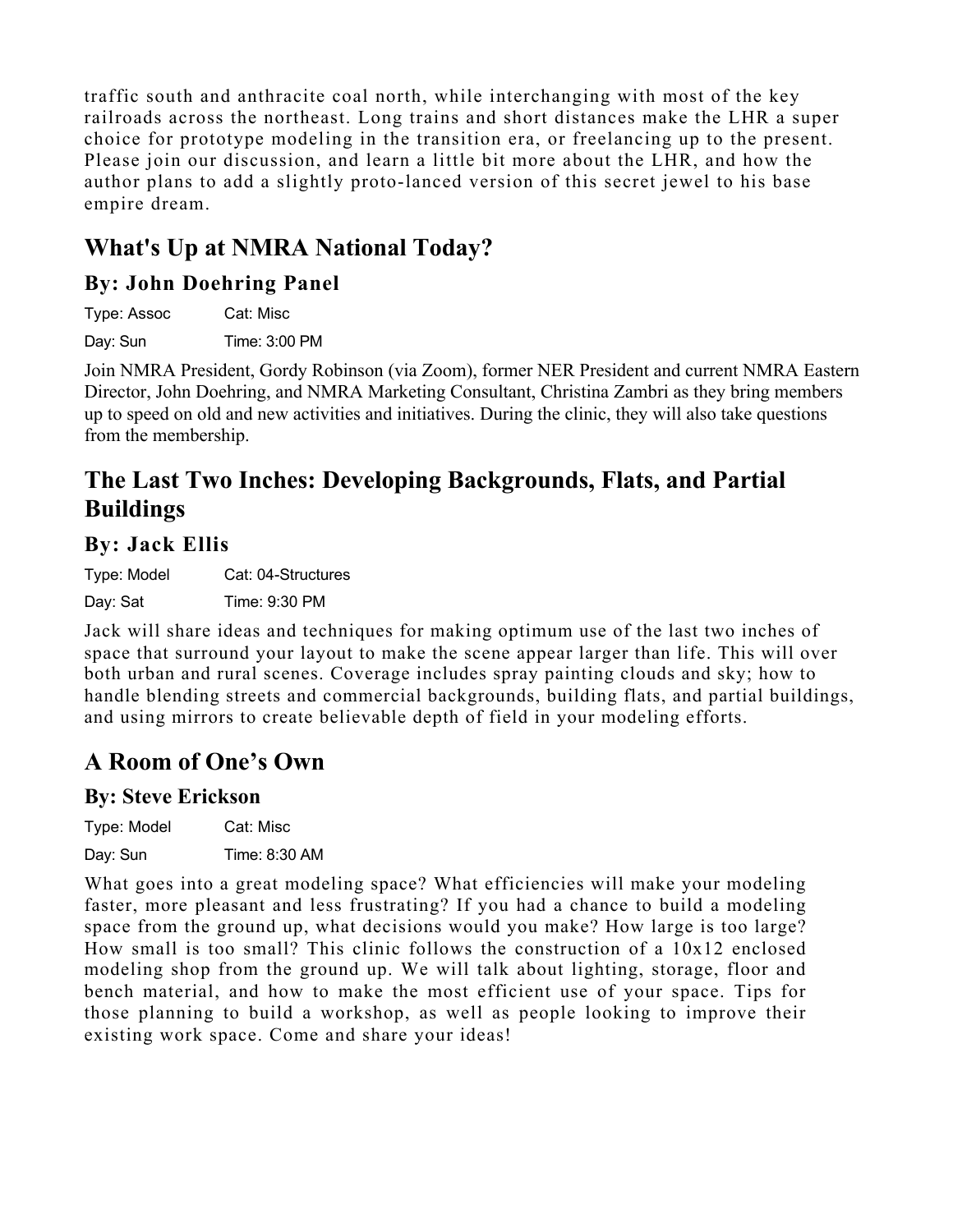traffic south and anthracite coal north, while interchanging with most of the key railroads across the northeast. Long trains and short distances make the LHR a super choice for prototype modeling in the transition era, or freelancing up to the present. Please join our discussion, and learn a little bit more about the LHR, and how the author plans to add a slightly proto-lanced version of this secret jewel to his base empire dream.

## What's Up at NMRA National Today?

### By: John Doehring Panel

| Type: Assoc | Cat: Misc |
|---|---|
| Day: Sun | Time: 3:00 PM |

Join NMRA President, Gordy Robinson (via Zoom), former NER President and current NMRA Eastern Director, John Doehring, and NMRA Marketing Consultant, Christina Zambri as they bring members up to speed on old and new activities and initiatives. During the clinic, they will also take questions from the membership.

## The Last Two Inches: Developing Backgrounds, Flats, and Partial Buildings

### By: Jack Ellis

| Type: Model | Cat: 04-Structures |
|---|---|
| Day: Sat | Time: 9:30 PM |

Jack will share ideas and techniques for making optimum use of the last two inches of space that surround your layout to make the scene appear larger than life. This will over both urban and rural scenes. Coverage includes spray painting clouds and sky; how to handle blending streets and commercial backgrounds, building flats, and partial buildings, and using mirrors to create believable depth of field in your modeling efforts.

## A Room of One's Own

### By: Steve Erickson

| Type: Model | Cat: Misc |
|---|---|
| Day: Sun | Time: 8:30 AM |

What goes into a great modeling space? What efficiencies will make your modeling faster, more pleasant and less frustrating? If you had a chance to build a modeling space from the ground up, what decisions would you make? How large is too large? How small is too small? This clinic follows the construction of a 10x12 enclosed modeling shop from the ground up. We will talk about lighting, storage, floor and bench material, and how to make the most efficient use of your space. Tips for those planning to build a workshop, as well as people looking to improve their existing work space. Come and share your ideas!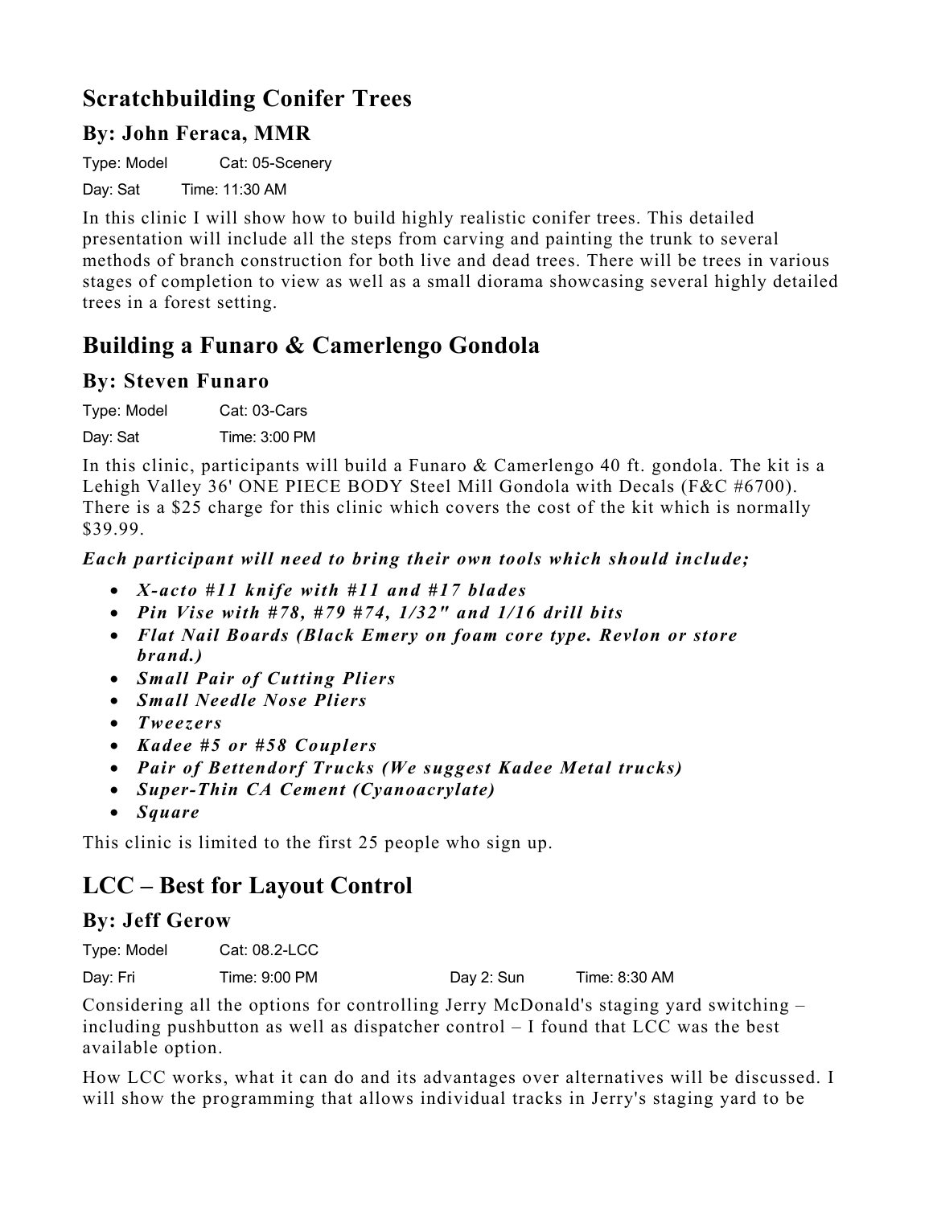## Scratchbuilding Conifer Trees

### By: John Feraca, MMR

Type: Model Cat: 05-Scenery

Day: Sat Time: 11:30 AM

In this clinic I will show how to build highly realistic conifer trees. This detailed presentation will include all the steps from carving and painting the trunk to several methods of branch construction for both live and dead trees. There will be trees in various stages of completion to view as well as a small diorama showcasing several highly detailed trees in a forest setting.

## Building a Funaro & Camerlengo Gondola

### By: Steven Funaro

Type: Model Cat: 03-Cars

Day: Sat Time: 3:00 PM

In this clinic, participants will build a Funaro & Camerlengo 40 ft. gondola. The kit is a Lehigh Valley 36' ONE PIECE BODY Steel Mill Gondola with Decals (F&C #6700). There is a $25 charge for this clinic which covers the cost of the kit which is normally $39.99.

***Each participant will need to bring their own tools which should include;***

- ***X-acto #11 knife with #11 and #17 blades***
- ***Pin Vise with #78, #79 #74, 1/32" and 1/16 drill bits***
- ***Flat Nail Boards (Black Emery on foam core type. Revlon or store brand.)***
- ***Small Pair of Cutting Pliers***
- ***Small Needle Nose Pliers***
- ***Tweezers***
- ***Kadee #5 or #58 Couplers***
- ***Pair of Bettendorf Trucks (We suggest Kadee Metal trucks)***
- ***Super-Thin CA Cement (Cyanoacrylate)***
- ***Square***

This clinic is limited to the first 25 people who sign up.

## LCC – Best for Layout Control

### By: Jeff Gerow

Type: Model Cat: 08.2-LCC

Day: Fri Time: 9:00 PM Day 2: Sun Time: 8:30 AM

Considering all the options for controlling Jerry McDonald's staging yard switching – including pushbutton as well as dispatcher control – I found that LCC was the best available option.

How LCC works, what it can do and its advantages over alternatives will be discussed. I will show the programming that allows individual tracks in Jerry's staging yard to be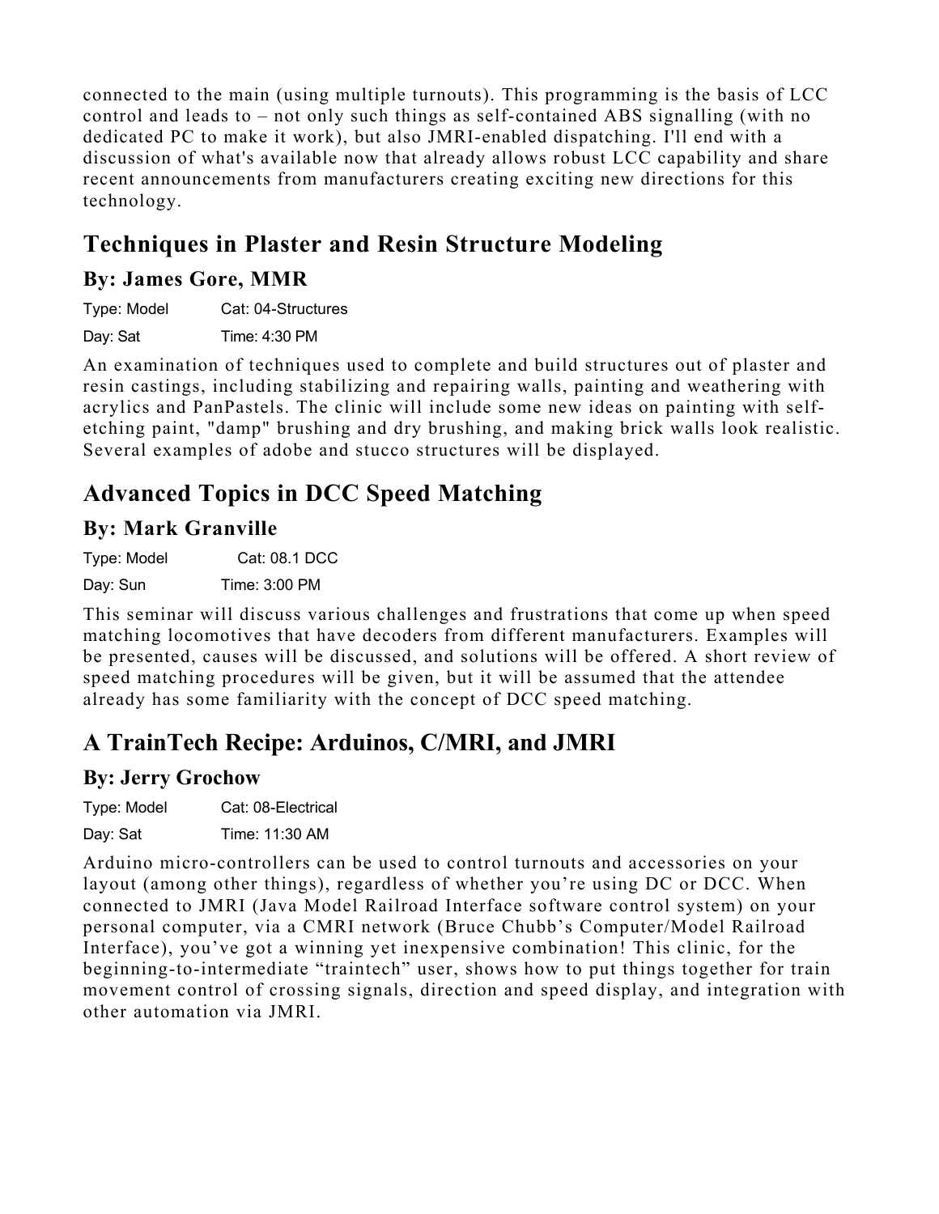connected to the main (using multiple turnouts). This programming is the basis of LCC control and leads to – not only such things as self-contained ABS signalling (with no dedicated PC to make it work), but also JMRI-enabled dispatching. I'll end with a discussion of what's available now that already allows robust LCC capability and share recent announcements from manufacturers creating exciting new directions for this technology.

## Techniques in Plaster and Resin Structure Modeling

### By: James Gore, MMR

Type: Model    Cat: 04-Structures

Day: Sat    Time: 4:30 PM

An examination of techniques used to complete and build structures out of plaster and resin castings, including stabilizing and repairing walls, painting and weathering with acrylics and PanPastels. The clinic will include some new ideas on painting with self-etching paint, "damp" brushing and dry brushing, and making brick walls look realistic. Several examples of adobe and stucco structures will be displayed.

## Advanced Topics in DCC Speed Matching

### By: Mark Granville

Type: Model    Cat: 08.1 DCC

Day: Sun    Time: 3:00 PM

This seminar will discuss various challenges and frustrations that come up when speed matching locomotives that have decoders from different manufacturers. Examples will be presented, causes will be discussed, and solutions will be offered. A short review of speed matching procedures will be given, but it will be assumed that the attendee already has some familiarity with the concept of DCC speed matching.

## A TrainTech Recipe: Arduinos, C/MRI, and JMRI

### By: Jerry Grochow

Type: Model    Cat: 08-Electrical

Day: Sat    Time: 11:30 AM

Arduino micro-controllers can be used to control turnouts and accessories on your layout (among other things), regardless of whether you're using DC or DCC. When connected to JMRI (Java Model Railroad Interface software control system) on your personal computer, via a CMRI network (Bruce Chubb's Computer/Model Railroad Interface), you've got a winning yet inexpensive combination! This clinic, for the beginning-to-intermediate "traintech" user, shows how to put things together for train movement control of crossing signals, direction and speed display, and integration with other automation via JMRI.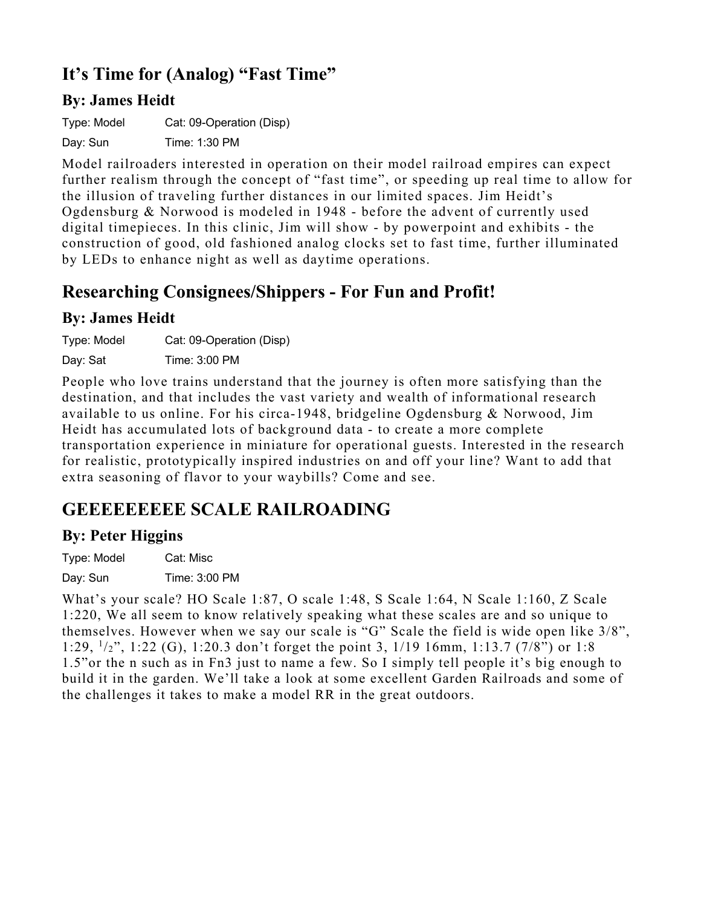## It's Time for (Analog) "Fast Time"

### By: James Heidt

Type: Model Cat: 09-Operation (Disp)

Day: Sun Time: 1:30 PM

Model railroaders interested in operation on their model railroad empires can expect further realism through the concept of "fast time", or speeding up real time to allow for the illusion of traveling further distances in our limited spaces. Jim Heidt's Ogdensburg & Norwood is modeled in 1948 - before the advent of currently used digital timepieces. In this clinic, Jim will show - by powerpoint and exhibits - the construction of good, old fashioned analog clocks set to fast time, further illuminated by LEDs to enhance night as well as daytime operations.

## Researching Consignees/Shippers - For Fun and Profit!

### By: James Heidt

Type: Model Cat: 09-Operation (Disp)

Day: Sat Time: 3:00 PM

People who love trains understand that the journey is often more satisfying than the destination, and that includes the vast variety and wealth of informational research available to us online. For his circa-1948, bridgeline Ogdensburg & Norwood, Jim Heidt has accumulated lots of background data - to create a more complete transportation experience in miniature for operational guests. Interested in the research for realistic, prototypically inspired industries on and off your line? Want to add that extra seasoning of flavor to your waybills? Come and see.

## GEEEEEEEEE SCALE RAILROADING

### By: Peter Higgins

Type: Model Cat: Misc

Day: Sun Time: 3:00 PM

What's your scale? HO Scale 1:87, O scale 1:48, S Scale 1:64, N Scale 1:160, Z Scale 1:220, We all seem to know relatively speaking what these scales are and so unique to themselves. However when we say our scale is "G" Scale the field is wide open like 3/8", 1:29, 1/2", 1:22 (G), 1:20.3 don't forget the point 3, 1/19 16mm, 1:13.7 (7/8") or 1:8 1.5"or the n such as in Fn3 just to name a few. So I simply tell people it's big enough to build it in the garden. We'll take a look at some excellent Garden Railroads and some of the challenges it takes to make a model RR in the great outdoors.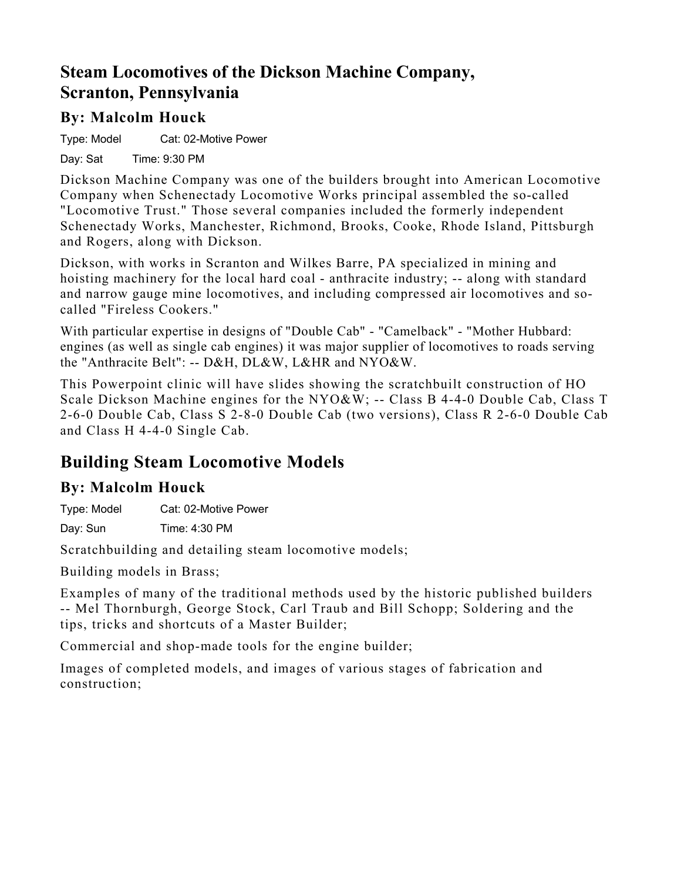## Steam Locomotives of the Dickson Machine Company, Scranton, Pennsylvania

### By: Malcolm Houck

Type: Model Cat: 02-Motive Power

Day: Sat Time: 9:30 PM

Dickson Machine Company was one of the builders brought into American Locomotive Company when Schenectady Locomotive Works principal assembled the so-called "Locomotive Trust." Those several companies included the formerly independent Schenectady Works, Manchester, Richmond, Brooks, Cooke, Rhode Island, Pittsburgh and Rogers, along with Dickson.

Dickson, with works in Scranton and Wilkes Barre, PA specialized in mining and hoisting machinery for the local hard coal - anthracite industry; -- along with standard and narrow gauge mine locomotives, and including compressed air locomotives and so-called "Fireless Cookers."

With particular expertise in designs of "Double Cab" - "Camelback" - "Mother Hubbard: engines (as well as single cab engines) it was major supplier of locomotives to roads serving the "Anthracite Belt": -- D&H, DL&W, L&HR and NYO&W.

This Powerpoint clinic will have slides showing the scratchbuilt construction of HO Scale Dickson Machine engines for the NYO&W; -- Class B 4-4-0 Double Cab, Class T 2-6-0 Double Cab, Class S 2-8-0 Double Cab (two versions), Class R 2-6-0 Double Cab and Class H 4-4-0 Single Cab.

## Building Steam Locomotive Models

### By: Malcolm Houck

Type: Model Cat: 02-Motive Power

Day: Sun Time: 4:30 PM

Scratchbuilding and detailing steam locomotive models;

Building models in Brass;

Examples of many of the traditional methods used by the historic published builders -- Mel Thornburgh, George Stock, Carl Traub and Bill Schopp; Soldering and the tips, tricks and shortcuts of a Master Builder;

Commercial and shop-made tools for the engine builder;

Images of completed models, and images of various stages of fabrication and construction;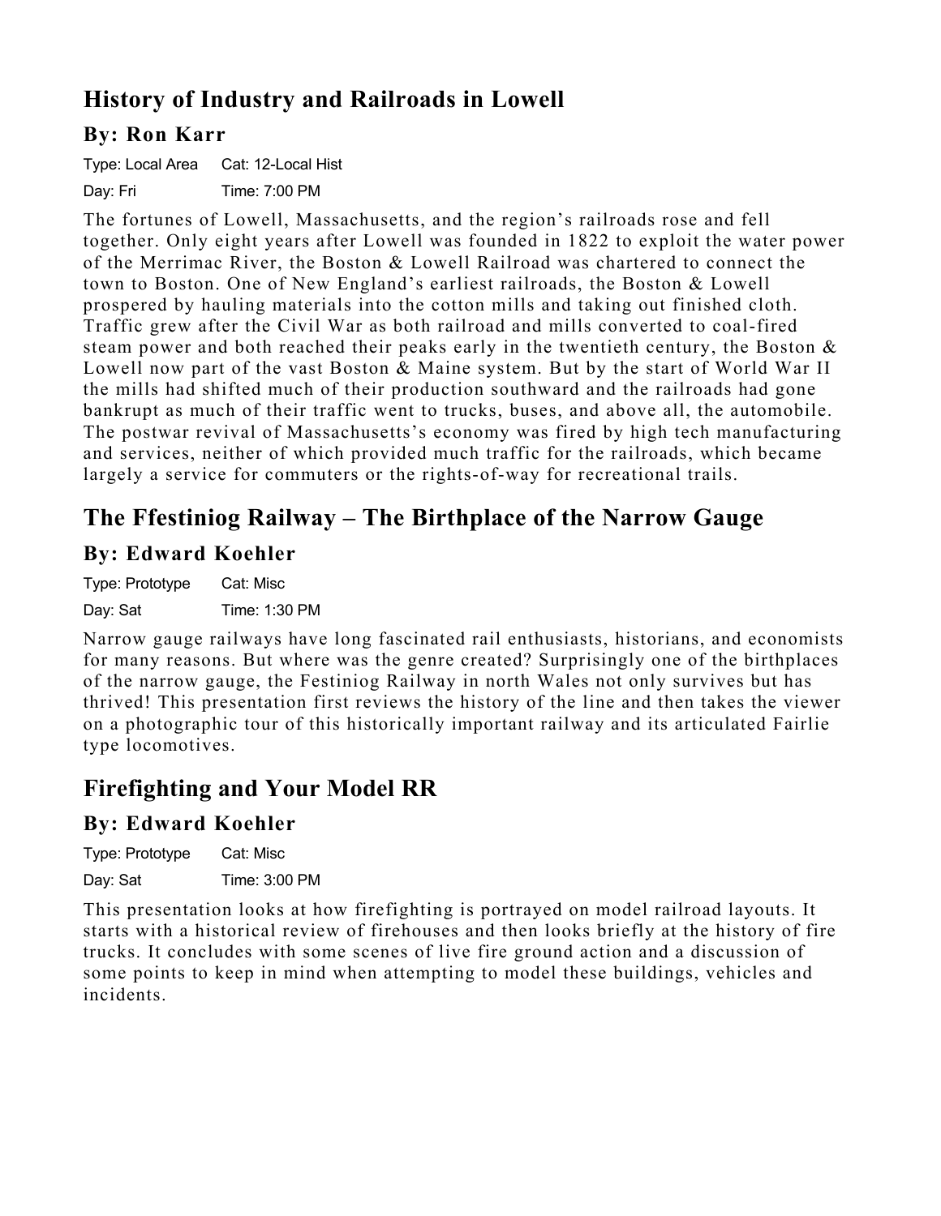## History of Industry and Railroads in Lowell

### By: Ron Karr

Type: Local Area    Cat: 12-Local Hist

Day: Fri    Time: 7:00 PM

The fortunes of Lowell, Massachusetts, and the region's railroads rose and fell together. Only eight years after Lowell was founded in 1822 to exploit the water power of the Merrimac River, the Boston & Lowell Railroad was chartered to connect the town to Boston. One of New England's earliest railroads, the Boston & Lowell prospered by hauling materials into the cotton mills and taking out finished cloth. Traffic grew after the Civil War as both railroad and mills converted to coal-fired steam power and both reached their peaks early in the twentieth century, the Boston & Lowell now part of the vast Boston & Maine system. But by the start of World War II the mills had shifted much of their production southward and the railroads had gone bankrupt as much of their traffic went to trucks, buses, and above all, the automobile. The postwar revival of Massachusetts's economy was fired by high tech manufacturing and services, neither of which provided much traffic for the railroads, which became largely a service for commuters or the rights-of-way for recreational trails.

## The Ffestiniog Railway – The Birthplace of the Narrow Gauge

### By: Edward Koehler

Type: Prototype    Cat: Misc

Day: Sat    Time: 1:30 PM

Narrow gauge railways have long fascinated rail enthusiasts, historians, and economists for many reasons. But where was the genre created? Surprisingly one of the birthplaces of the narrow gauge, the Festiniog Railway in north Wales not only survives but has thrived! This presentation first reviews the history of the line and then takes the viewer on a photographic tour of this historically important railway and its articulated Fairlie type locomotives.

## Firefighting and Your Model RR

### By: Edward Koehler

Type: Prototype    Cat: Misc

Day: Sat    Time: 3:00 PM

This presentation looks at how firefighting is portrayed on model railroad layouts. It starts with a historical review of firehouses and then looks briefly at the history of fire trucks. It concludes with some scenes of live fire ground action and a discussion of some points to keep in mind when attempting to model these buildings, vehicles and incidents.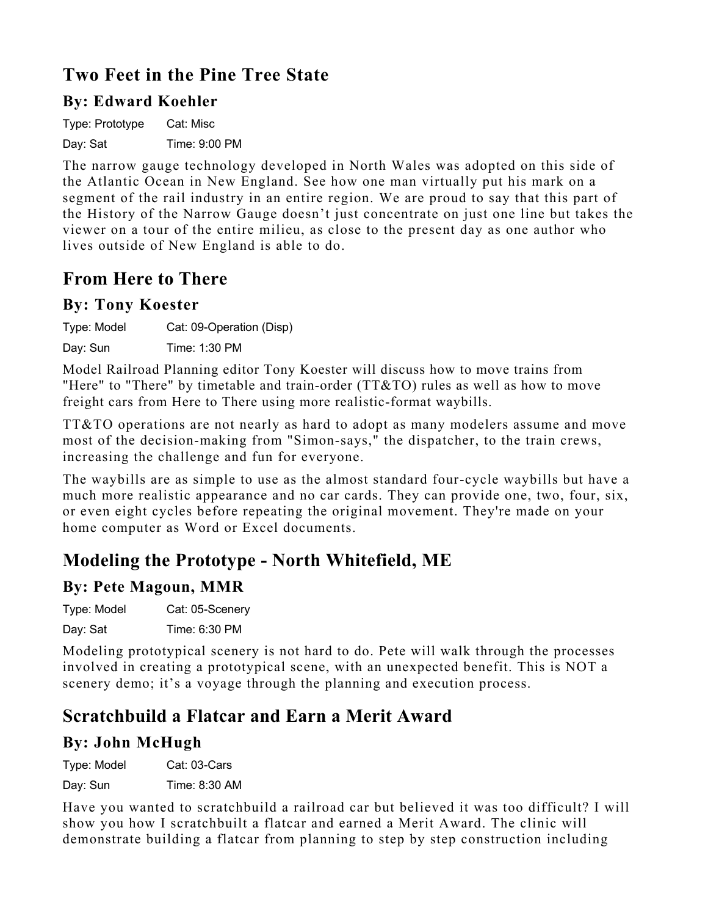## Two Feet in the Pine Tree State

### By: Edward Koehler

Type: Prototype Cat: Misc

Day: Sat Time: 9:00 PM

The narrow gauge technology developed in North Wales was adopted on this side of the Atlantic Ocean in New England. See how one man virtually put his mark on a segment of the rail industry in an entire region. We are proud to say that this part of the History of the Narrow Gauge doesn't just concentrate on just one line but takes the viewer on a tour of the entire milieu, as close to the present day as one author who lives outside of New England is able to do.

## From Here to There

### By: Tony Koester

Type: Model Cat: 09-Operation (Disp)

Day: Sun Time: 1:30 PM

Model Railroad Planning editor Tony Koester will discuss how to move trains from "Here" to "There" by timetable and train-order (TT&TO) rules as well as how to move freight cars from Here to There using more realistic-format waybills.

TT&TO operations are not nearly as hard to adopt as many modelers assume and move most of the decision-making from "Simon-says," the dispatcher, to the train crews, increasing the challenge and fun for everyone.

The waybills are as simple to use as the almost standard four-cycle waybills but have a much more realistic appearance and no car cards. They can provide one, two, four, six, or even eight cycles before repeating the original movement. They're made on your home computer as Word or Excel documents.

## Modeling the Prototype - North Whitefield, ME

### By: Pete Magoun, MMR

Type: Model Cat: 05-Scenery

Day: Sat Time: 6:30 PM

Modeling prototypical scenery is not hard to do. Pete will walk through the processes involved in creating a prototypical scene, with an unexpected benefit. This is NOT a scenery demo; it's a voyage through the planning and execution process.

## Scratchbuild a Flatcar and Earn a Merit Award

### By: John McHugh

Type: Model Cat: 03-Cars

Day: Sun Time: 8:30 AM

Have you wanted to scratchbuild a railroad car but believed it was too difficult? I will show you how I scratchbuilt a flatcar and earned a Merit Award. The clinic will demonstrate building a flatcar from planning to step by step construction including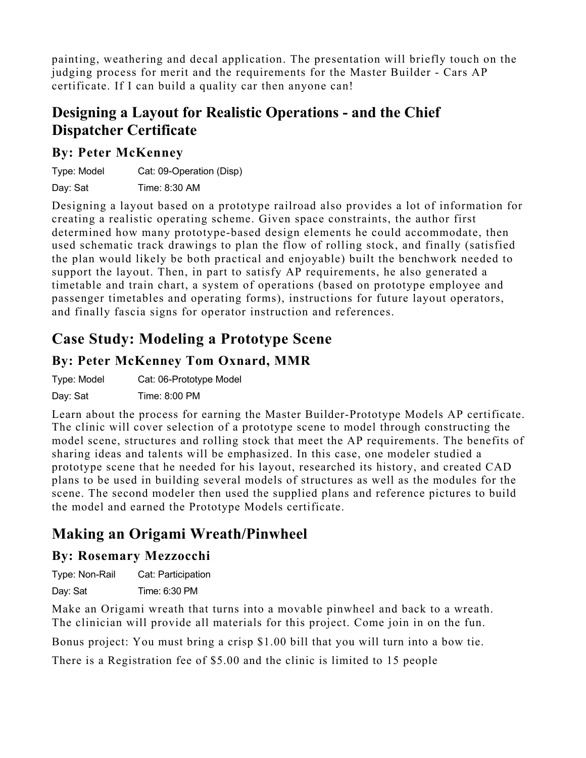painting, weathering and decal application. The presentation will briefly touch on the judging process for merit and the requirements for the Master Builder - Cars AP certificate. If I can build a quality car then anyone can!

## Designing a Layout for Realistic Operations - and the Chief Dispatcher Certificate

### By: Peter McKenney

Type: Model    Cat: 09-Operation (Disp)

Day: Sat    Time: 8:30 AM

Designing a layout based on a prototype railroad also provides a lot of information for creating a realistic operating scheme. Given space constraints, the author first determined how many prototype-based design elements he could accommodate, then used schematic track drawings to plan the flow of rolling stock, and finally (satisfied the plan would likely be both practical and enjoyable) built the benchwork needed to support the layout. Then, in part to satisfy AP requirements, he also generated a timetable and train chart, a system of operations (based on prototype employee and passenger timetables and operating forms), instructions for future layout operators, and finally fascia signs for operator instruction and references.

## Case Study: Modeling a Prototype Scene

### By: Peter McKenney Tom Oxnard, MMR

Type: Model    Cat: 06-Prototype Model

Day: Sat    Time: 8:00 PM

Learn about the process for earning the Master Builder-Prototype Models AP certificate. The clinic will cover selection of a prototype scene to model through constructing the model scene, structures and rolling stock that meet the AP requirements. The benefits of sharing ideas and talents will be emphasized. In this case, one modeler studied a prototype scene that he needed for his layout, researched its history, and created CAD plans to be used in building several models of structures as well as the modules for the scene. The second modeler then used the supplied plans and reference pictures to build the model and earned the Prototype Models certificate.

## Making an Origami Wreath/Pinwheel

### By: Rosemary Mezzocchi

Type: Non-Rail    Cat: Participation

Day: Sat    Time: 6:30 PM

Make an Origami wreath that turns into a movable pinwheel and back to a wreath. The clinician will provide all materials for this project. Come join in on the fun.

Bonus project: You must bring a crisp $1.00 bill that you will turn into a bow tie.

There is a Registration fee of $5.00 and the clinic is limited to 15 people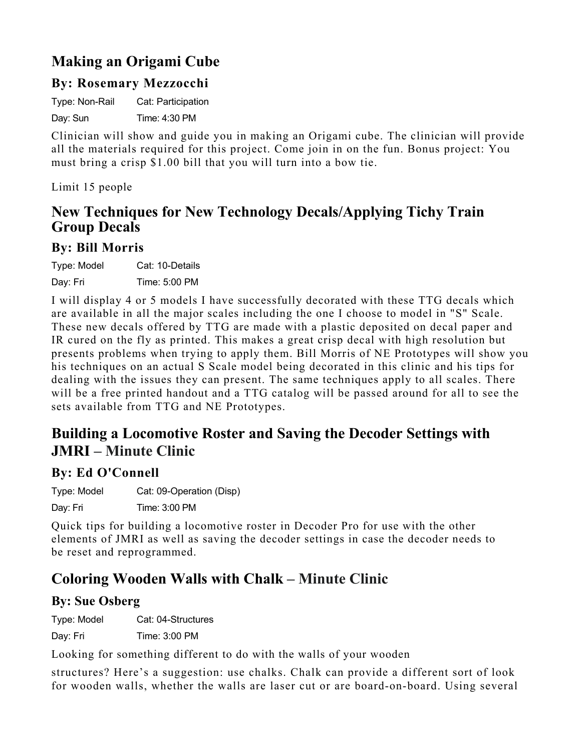## Making an Origami Cube

### By: Rosemary Mezzocchi

Type: Non-Rail Cat: Participation

Day: Sun Time: 4:30 PM

Clinician will show and guide you in making an Origami cube. The clinician will provide all the materials required for this project. Come join in on the fun. Bonus project: You must bring a crisp $1.00 bill that you will turn into a bow tie.

Limit 15 people

## New Techniques for New Technology Decals/Applying Tichy Train Group Decals

### By: Bill Morris

Type: Model Cat: 10-Details

Day: Fri Time: 5:00 PM

I will display 4 or 5 models I have successfully decorated with these TTG decals which are available in all the major scales including the one I choose to model in "S" Scale. These new decals offered by TTG are made with a plastic deposited on decal paper and IR cured on the fly as printed. This makes a great crisp decal with high resolution but presents problems when trying to apply them. Bill Morris of NE Prototypes will show you his techniques on an actual S Scale model being decorated in this clinic and his tips for dealing with the issues they can present. The same techniques apply to all scales. There will be a free printed handout and a TTG catalog will be passed around for all to see the sets available from TTG and NE Prototypes.

## Building a Locomotive Roster and Saving the Decoder Settings with JMRI – Minute Clinic

### By: Ed O'Connell

Type: Model Cat: 09-Operation (Disp)

Day: Fri Time: 3:00 PM

Quick tips for building a locomotive roster in Decoder Pro for use with the other elements of JMRI as well as saving the decoder settings in case the decoder needs to be reset and reprogrammed.

## Coloring Wooden Walls with Chalk – Minute Clinic

### By: Sue Osberg

Type: Model Cat: 04-Structures

Day: Fri Time: 3:00 PM

Looking for something different to do with the walls of your wooden

structures? Here's a suggestion: use chalks. Chalk can provide a different sort of look for wooden walls, whether the walls are laser cut or are board-on-board. Using several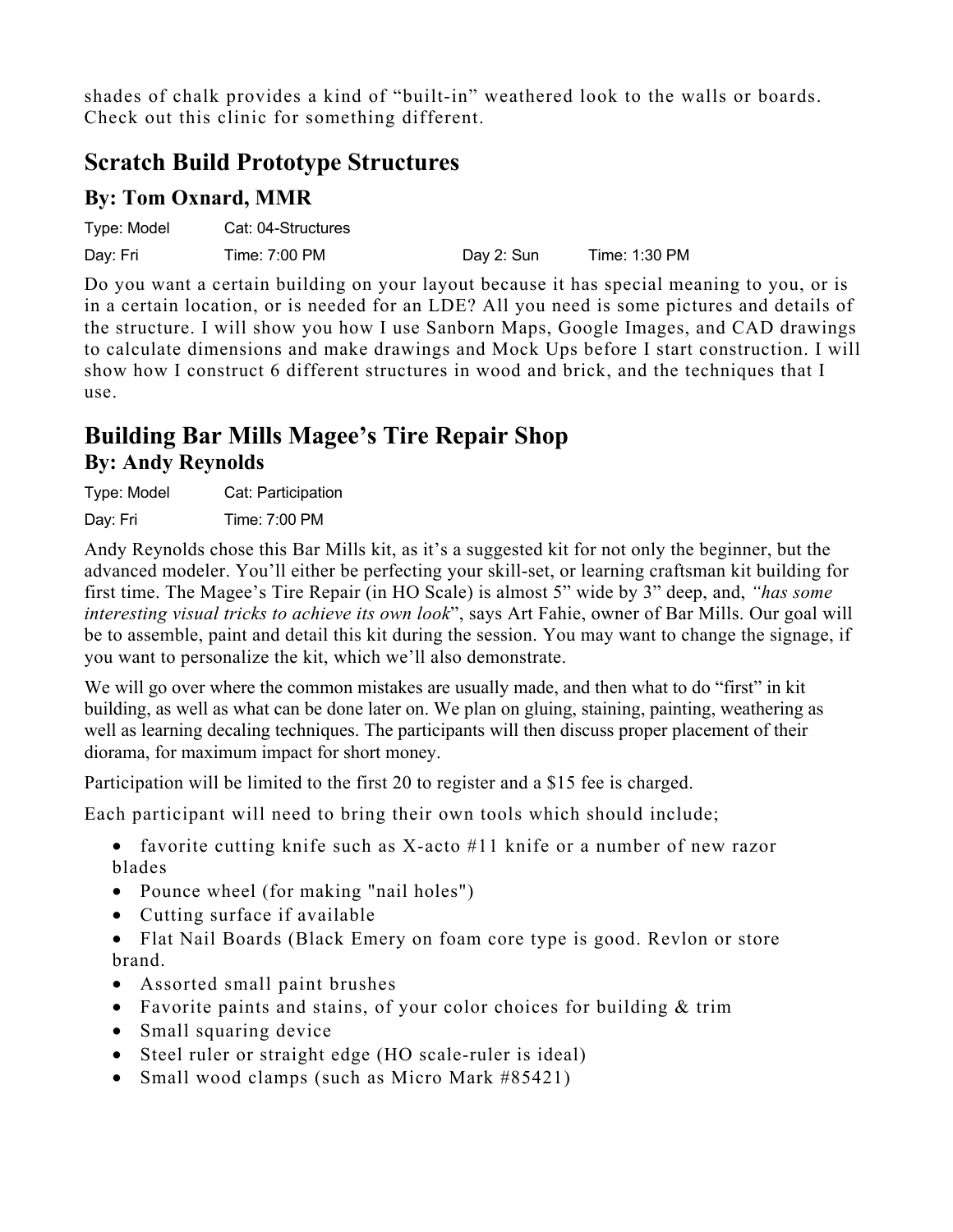shades of chalk provides a kind of "built-in" weathered look to the walls or boards. Check out this clinic for something different.

## Scratch Build Prototype Structures

### By: Tom Oxnard, MMR

Type: Model Cat: 04-Structures

Day: Fri Time: 7:00 PM Day 2: Sun Time: 1:30 PM

Do you want a certain building on your layout because it has special meaning to you, or is in a certain location, or is needed for an LDE? All you need is some pictures and details of the structure. I will show you how I use Sanborn Maps, Google Images, and CAD drawings to calculate dimensions and make drawings and Mock Ups before I start construction. I will show how I construct 6 different structures in wood and brick, and the techniques that I use.

## Building Bar Mills Magee's Tire Repair Shop

### By: Andy Reynolds

Type: Model Cat: Participation

Day: Fri Time: 7:00 PM

Andy Reynolds chose this Bar Mills kit, as it's a suggested kit for not only the beginner, but the advanced modeler. You'll either be perfecting your skill-set, or learning craftsman kit building for first time. The Magee's Tire Repair (in HO Scale) is almost 5" wide by 3" deep, and, *"has some interesting visual tricks to achieve its own look"*, says Art Fahie, owner of Bar Mills. Our goal will be to assemble, paint and detail this kit during the session. You may want to change the signage, if you want to personalize the kit, which we'll also demonstrate.

We will go over where the common mistakes are usually made, and then what to do "first" in kit building, as well as what can be done later on. We plan on gluing, staining, painting, weathering as well as learning decaling techniques. The participants will then discuss proper placement of their diorama, for maximum impact for short money.

Participation will be limited to the first 20 to register and a $15 fee is charged.

Each participant will need to bring their own tools which should include;

- favorite cutting knife such as X-acto #11 knife or a number of new razor blades
- Pounce wheel (for making "nail holes")
- Cutting surface if available
- Flat Nail Boards (Black Emery on foam core type is good. Revlon or store brand.
- Assorted small paint brushes
- Favorite paints and stains, of your color choices for building & trim
- Small squaring device
- Steel ruler or straight edge (HO scale-ruler is ideal)
- Small wood clamps (such as Micro Mark #85421)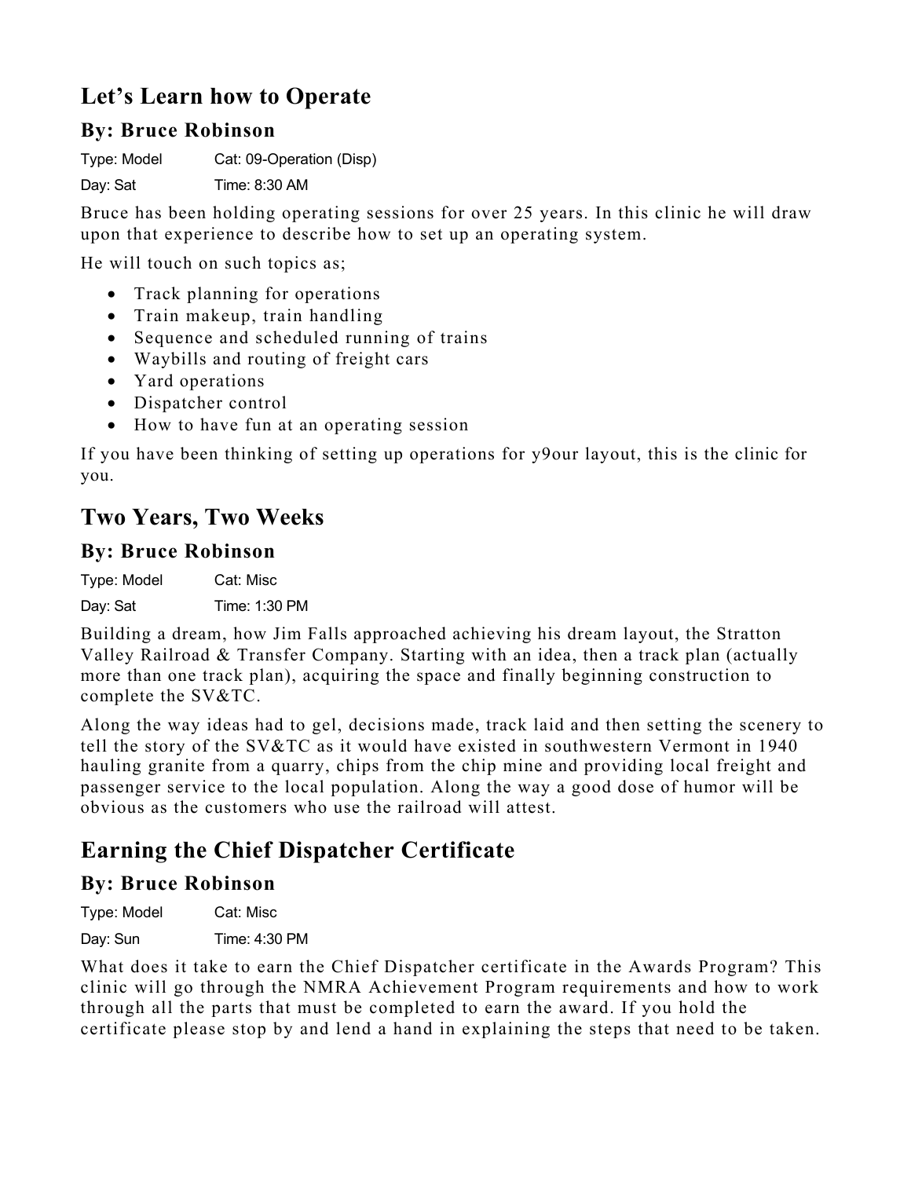## Let's Learn how to Operate

### By: Bruce Robinson

Type: Model Cat: 09-Operation (Disp)

Day: Sat Time: 8:30 AM

Bruce has been holding operating sessions for over 25 years. In this clinic he will draw upon that experience to describe how to set up an operating system.

He will touch on such topics as;

- Track planning for operations
- Train makeup, train handling
- Sequence and scheduled running of trains
- Waybills and routing of freight cars
- Yard operations
- Dispatcher control
- How to have fun at an operating session

If you have been thinking of setting up operations for y9our layout, this is the clinic for you.

## Two Years, Two Weeks

### By: Bruce Robinson

Type: Model Cat: Misc

Day: Sat Time: 1:30 PM

Building a dream, how Jim Falls approached achieving his dream layout, the Stratton Valley Railroad & Transfer Company. Starting with an idea, then a track plan (actually more than one track plan), acquiring the space and finally beginning construction to complete the SV&TC.

Along the way ideas had to gel, decisions made, track laid and then setting the scenery to tell the story of the SV&TC as it would have existed in southwestern Vermont in 1940 hauling granite from a quarry, chips from the chip mine and providing local freight and passenger service to the local population. Along the way a good dose of humor will be obvious as the customers who use the railroad will attest.

## Earning the Chief Dispatcher Certificate

### By: Bruce Robinson

Type: Model Cat: Misc

Day: Sun Time: 4:30 PM

What does it take to earn the Chief Dispatcher certificate in the Awards Program? This clinic will go through the NMRA Achievement Program requirements and how to work through all the parts that must be completed to earn the award. If you hold the certificate please stop by and lend a hand in explaining the steps that need to be taken.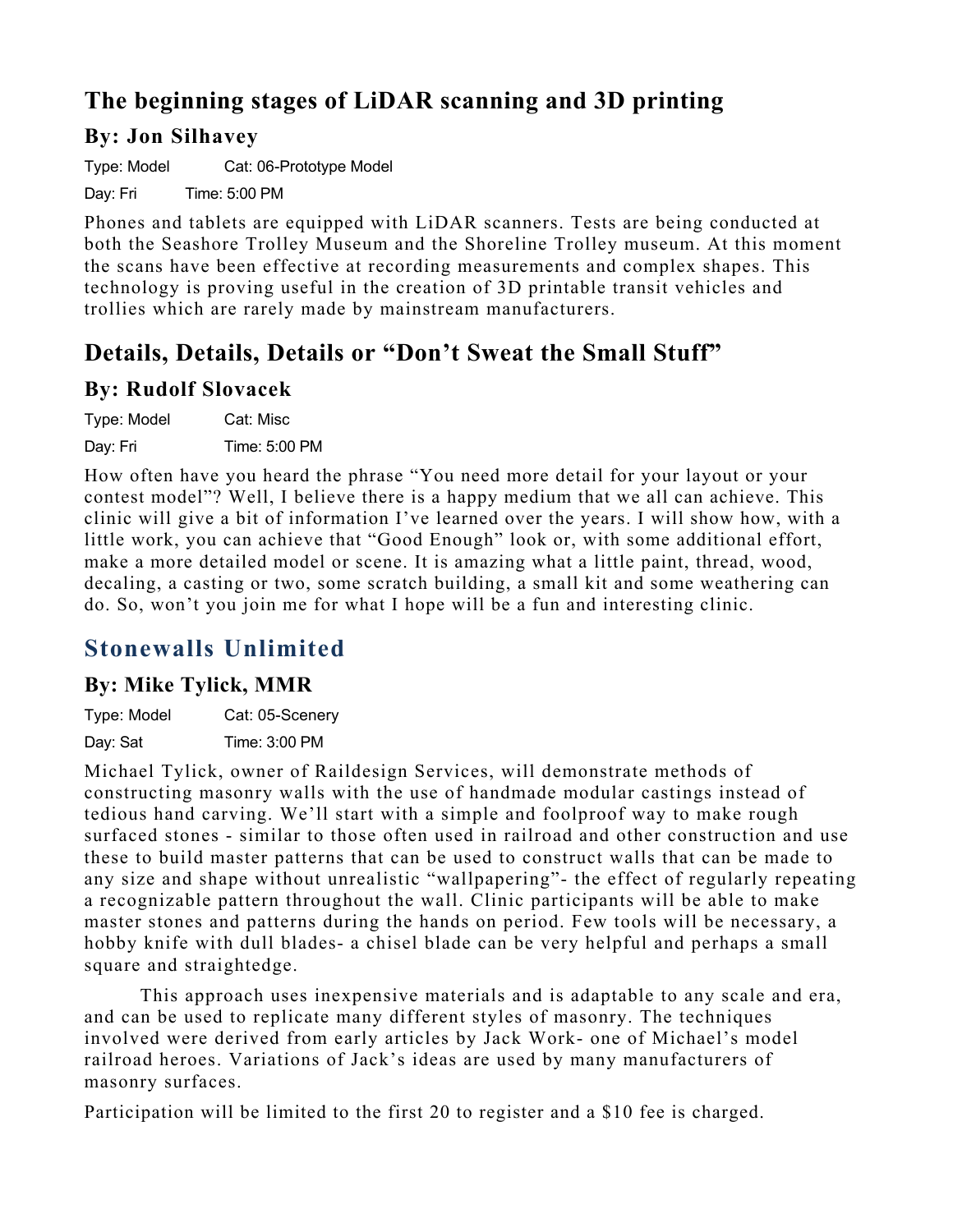## The beginning stages of LiDAR scanning and 3D printing

### By: Jon Silhavey

Type: Model Cat: 06-Prototype Model

Day: Fri Time: 5:00 PM

Phones and tablets are equipped with LiDAR scanners. Tests are being conducted at both the Seashore Trolley Museum and the Shoreline Trolley museum. At this moment the scans have been effective at recording measurements and complex shapes. This technology is proving useful in the creation of 3D printable transit vehicles and trollies which are rarely made by mainstream manufacturers.

## Details, Details, Details or "Don't Sweat the Small Stuff"

### By: Rudolf Slovacek

Type: Model Cat: Misc

Day: Fri Time: 5:00 PM

How often have you heard the phrase "You need more detail for your layout or your contest model"? Well, I believe there is a happy medium that we all can achieve. This clinic will give a bit of information I've learned over the years. I will show how, with a little work, you can achieve that "Good Enough" look or, with some additional effort, make a more detailed model or scene. It is amazing what a little paint, thread, wood, decaling, a casting or two, some scratch building, a small kit and some weathering can do. So, won't you join me for what I hope will be a fun and interesting clinic.

## Stonewalls Unlimited

### By: Mike Tylick, MMR

Type: Model Cat: 05-Scenery

Day: Sat Time: 3:00 PM

Michael Tylick, owner of Raildesign Services, will demonstrate methods of constructing masonry walls with the use of handmade modular castings instead of tedious hand carving. We'll start with a simple and foolproof way to make rough surfaced stones - similar to those often used in railroad and other construction and use these to build master patterns that can be used to construct walls that can be made to any size and shape without unrealistic "wallpapering"- the effect of regularly repeating a recognizable pattern throughout the wall. Clinic participants will be able to make master stones and patterns during the hands on period. Few tools will be necessary, a hobby knife with dull blades- a chisel blade can be very helpful and perhaps a small square and straightedge.

This approach uses inexpensive materials and is adaptable to any scale and era, and can be used to replicate many different styles of masonry. The techniques involved were derived from early articles by Jack Work- one of Michael's model railroad heroes. Variations of Jack's ideas are used by many manufacturers of masonry surfaces.

Participation will be limited to the first 20 to register and a $10 fee is charged.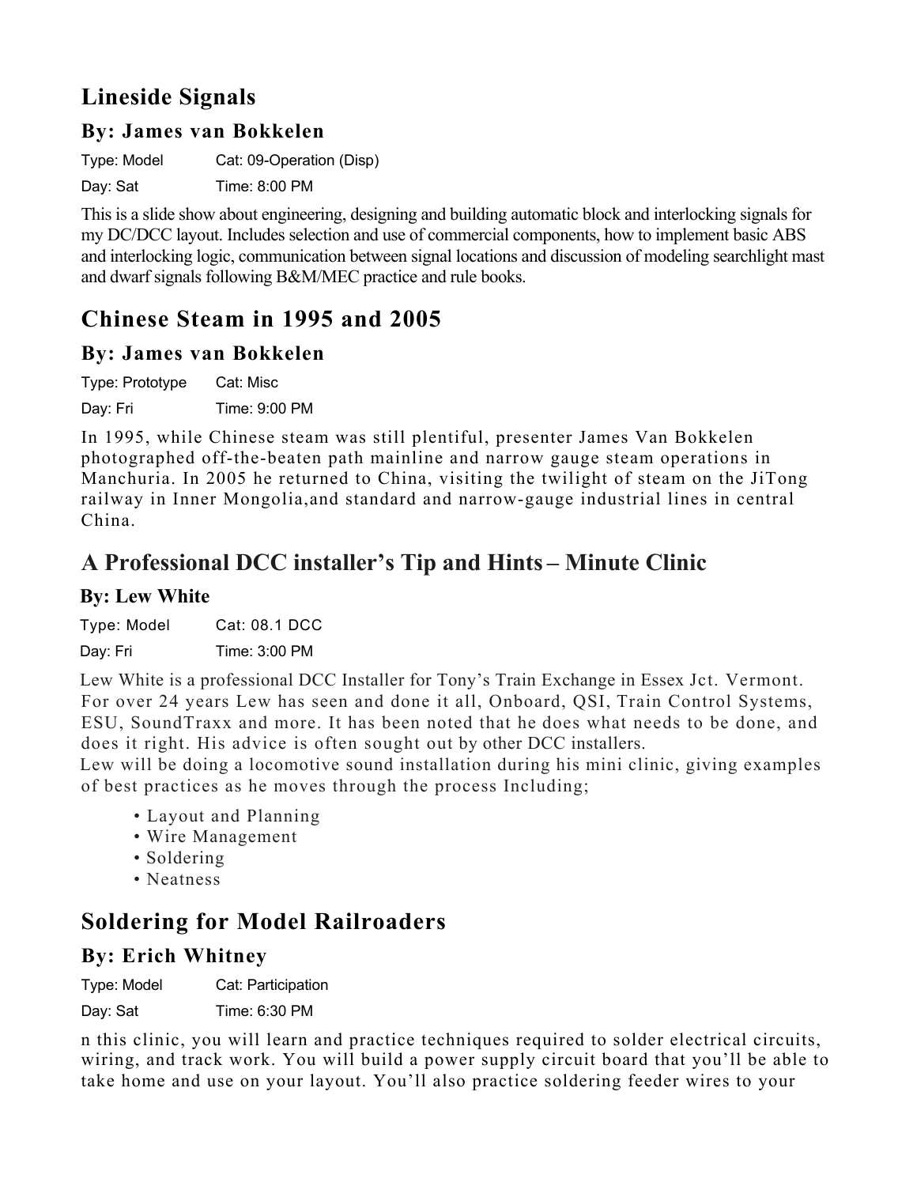## Lineside Signals

### By: James van Bokkelen

Type: Model Cat: 09-Operation (Disp)

Day: Sat Time: 8:00 PM

This is a slide show about engineering, designing and building automatic block and interlocking signals for my DC/DCC layout. Includes selection and use of commercial components, how to implement basic ABS and interlocking logic, communication between signal locations and discussion of modeling searchlight mast and dwarf signals following B&M/MEC practice and rule books.

## Chinese Steam in 1995 and 2005

### By: James van Bokkelen

Type: Prototype Cat: Misc

Day: Fri Time: 9:00 PM

In 1995, while Chinese steam was still plentiful, presenter James Van Bokkelen photographed off-the-beaten path mainline and narrow gauge steam operations in Manchuria. In 2005 he returned to China, visiting the twilight of steam on the JiTong railway in Inner Mongolia,and standard and narrow-gauge industrial lines in central China.

## A Professional DCC installer's Tip and Hints – Minute Clinic

### By: Lew White

Type: Model Cat: 08.1 DCC

Day: Fri Time: 3:00 PM

Lew White is a professional DCC Installer for Tony's Train Exchange in Essex Jct. Vermont. For over 24 years Lew has seen and done it all, Onboard, QSI, Train Control Systems, ESU, SoundTraxx and more. It has been noted that he does what needs to be done, and does it right. His advice is often sought out by other DCC installers.
Lew will be doing a locomotive sound installation during his mini clinic, giving examples of best practices as he moves through the process Including;

- Layout and Planning
- Wire Management
- Soldering
- Neatness

## Soldering for Model Railroaders

### By: Erich Whitney

Type: Model Cat: Participation

Day: Sat Time: 6:30 PM

n this clinic, you will learn and practice techniques required to solder electrical circuits, wiring, and track work. You will build a power supply circuit board that you'll be able to take home and use on your layout. You'll also practice soldering feeder wires to your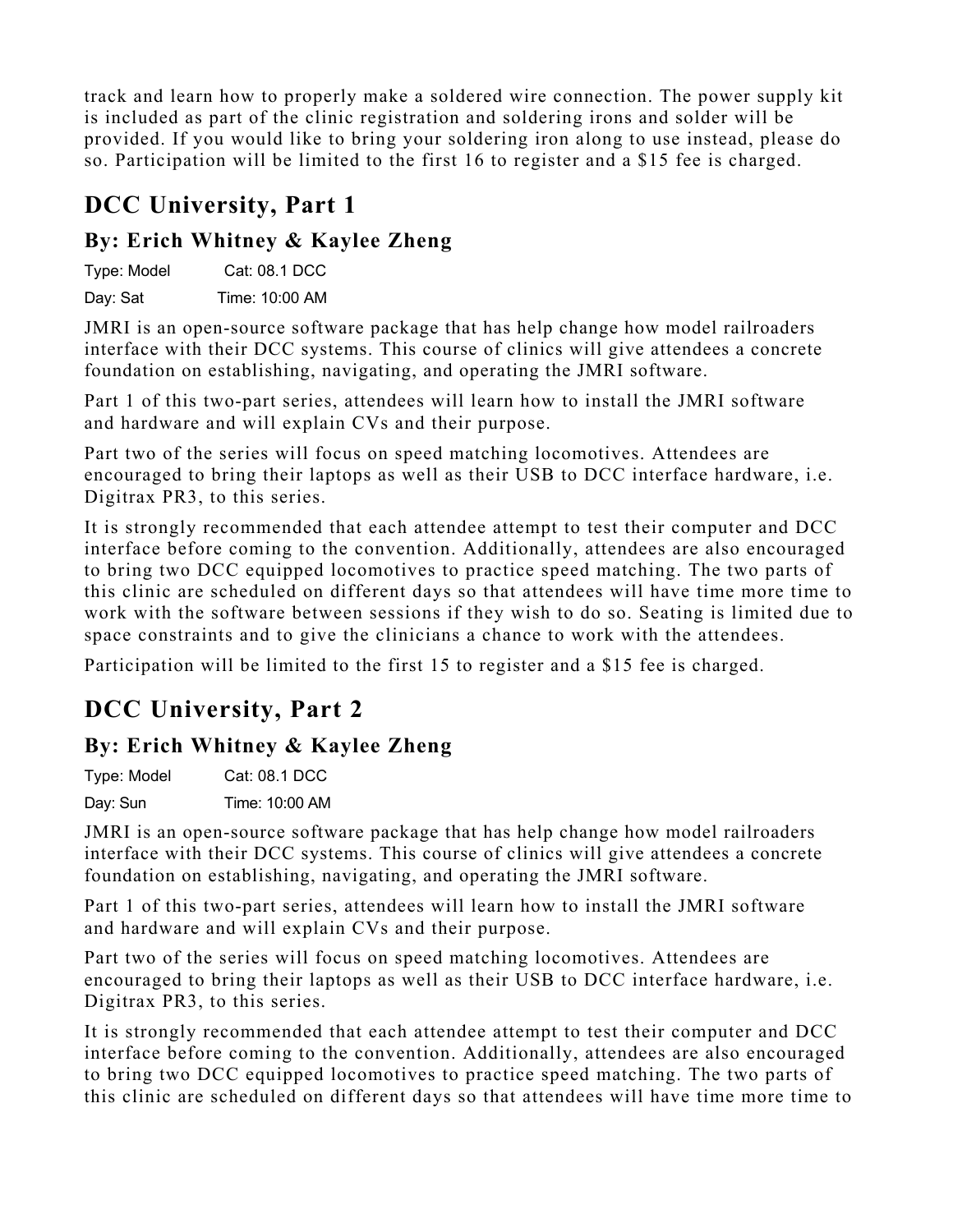track and learn how to properly make a soldered wire connection. The power supply kit is included as part of the clinic registration and soldering irons and solder will be provided. If you would like to bring your soldering iron along to use instead, please do so. Participation will be limited to the first 16 to register and a $15 fee is charged.

## DCC University, Part 1

### By: Erich Whitney & Kaylee Zheng

Type: Model Cat: 08.1 DCC

Day: Sat Time: 10:00 AM

JMRI is an open-source software package that has help change how model railroaders interface with their DCC systems. This course of clinics will give attendees a concrete foundation on establishing, navigating, and operating the JMRI software.

Part 1 of this two-part series, attendees will learn how to install the JMRI software and hardware and will explain CVs and their purpose.

Part two of the series will focus on speed matching locomotives. Attendees are encouraged to bring their laptops as well as their USB to DCC interface hardware, i.e. Digitrax PR3, to this series.

It is strongly recommended that each attendee attempt to test their computer and DCC interface before coming to the convention. Additionally, attendees are also encouraged to bring two DCC equipped locomotives to practice speed matching. The two parts of this clinic are scheduled on different days so that attendees will have time more time to work with the software between sessions if they wish to do so. Seating is limited due to space constraints and to give the clinicians a chance to work with the attendees.

Participation will be limited to the first 15 to register and a $15 fee is charged.

## DCC University, Part 2

### By: Erich Whitney & Kaylee Zheng

Type: Model Cat: 08.1 DCC

Day: Sun Time: 10:00 AM

JMRI is an open-source software package that has help change how model railroaders interface with their DCC systems. This course of clinics will give attendees a concrete foundation on establishing, navigating, and operating the JMRI software.

Part 1 of this two-part series, attendees will learn how to install the JMRI software and hardware and will explain CVs and their purpose.

Part two of the series will focus on speed matching locomotives. Attendees are encouraged to bring their laptops as well as their USB to DCC interface hardware, i.e. Digitrax PR3, to this series.

It is strongly recommended that each attendee attempt to test their computer and DCC interface before coming to the convention. Additionally, attendees are also encouraged to bring two DCC equipped locomotives to practice speed matching. The two parts of this clinic are scheduled on different days so that attendees will have time more time to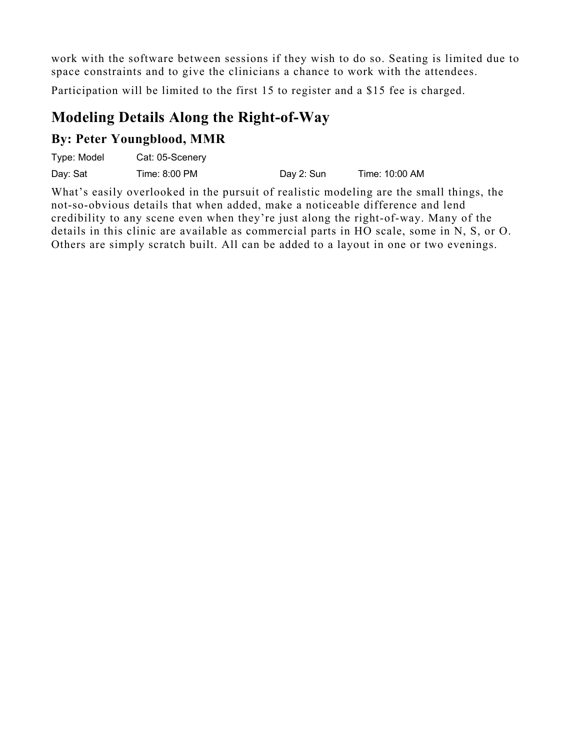work with the software between sessions if they wish to do so. Seating is limited due to space constraints and to give the clinicians a chance to work with the attendees.

Participation will be limited to the first 15 to register and a $15 fee is charged.

## Modeling Details Along the Right-of-Way

### By: Peter Youngblood, MMR

| Type: Model | Cat: 05-Scenery | | |
|---|---|---|---|
| Day: Sat | Time: 8:00 PM | Day 2: Sun | Time: 10:00 AM |

What's easily overlooked in the pursuit of realistic modeling are the small things, the not-so-obvious details that when added, make a noticeable difference and lend credibility to any scene even when they're just along the right-of-way. Many of the details in this clinic are available as commercial parts in HO scale, some in N, S, or O. Others are simply scratch built. All can be added to a layout in one or two evenings.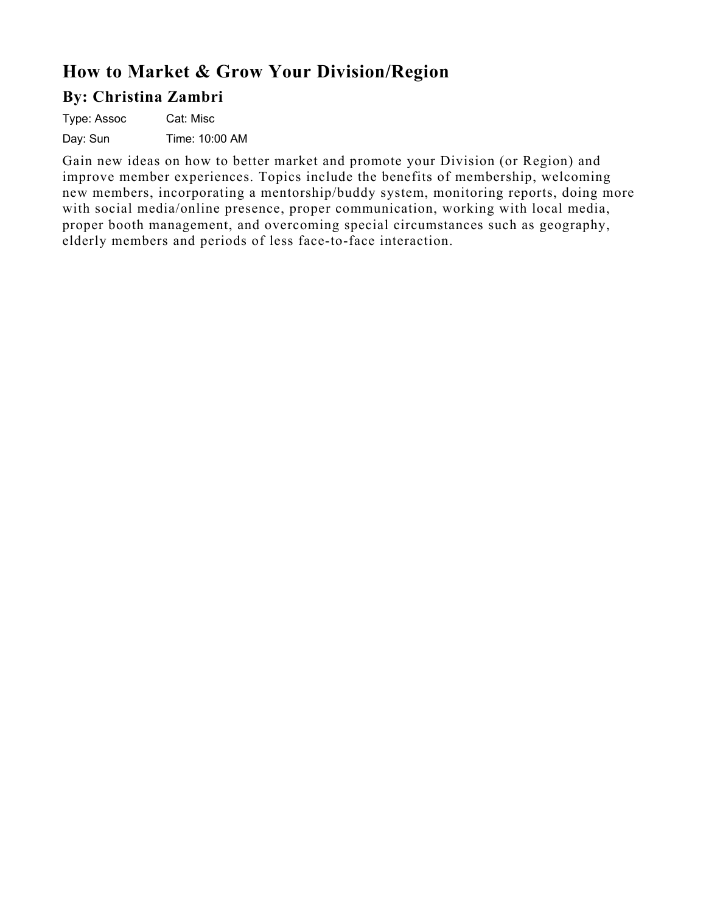## How to Market & Grow Your Division/Region

### By: Christina Zambri

Type: Assoc Cat: Misc

Day: Sun Time: 10:00 AM

Gain new ideas on how to better market and promote your Division (or Region) and improve member experiences. Topics include the benefits of membership, welcoming new members, incorporating a mentorship/buddy system, monitoring reports, doing more with social media/online presence, proper communication, working with local media, proper booth management, and overcoming special circumstances such as geography, elderly members and periods of less face-to-face interaction.